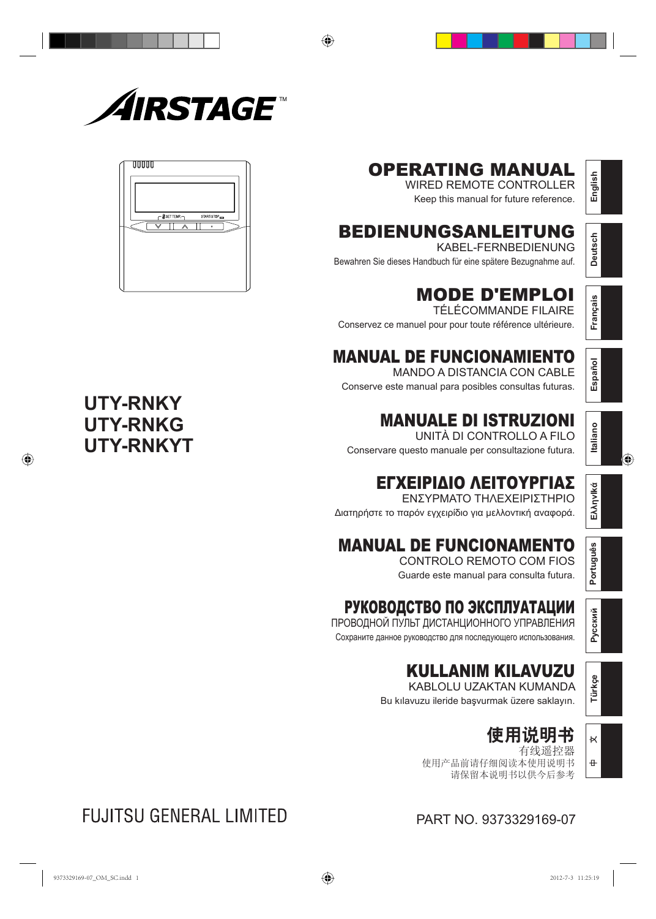AIRSTAGE™

UTY-RNKY
UTY-RNKG
UTY-RNKYT

# OPERATING MANUAL
WIRED REMOTE CONTROLLER
Keep this manual for future reference.

English

# BEDIENUNGSANLEITUNG
KABEL-FERNBEDIENUNG
Bewahren Sie dieses Handbuch für eine spätere Bezugnahme auf.

Deutsch

# MODE D'EMPLOI
TÉLÉCOMMANDE FILAIRE
Conservez ce manuel pour pour toute référence ultérieure.

Français

# MANUAL DE FUNCIONAMIENTO
MANDO A DISTANCIA CON CABLE
Conserve este manual para posibles consultas futuras.

Español

# MANUALE DI ISTRUZIONI
UNITÀ DI CONTROLLO A FILO
Conservare questo manuale per consultazione futura.

Italiano

# ΕΓΧΕΙΡΙΔΙΟ ΛΕΙΤΟΥΡΓΙΑΣ
ΕΝΣΥΡΜΑΤΟ ΤΗΛΕΧΕΙΡΙΣΤΗΡΙΟ
Διατηρήστε το παρόν εγχειρίδιο για μελλοντική αναφορά.

Ελληνικά

# MANUAL DE FUNCIONAMENTO
CONTROLO REMOTO COM FIOS
Guarde este manual para consulta futura.

Português

# РУКОВОДСТВО ПО ЭКСПЛУАТАЦИИ
ПРОВОДНОЙ ПУЛЬТ ДИСТАНЦИОННОГО УПРАВЛЕНИЯ
Сохраните данное руководство для последующего использования.

Русский

# KULLANIM KILAVUZU
KABLOLU UZAKTAN KUMANDA
Bu kılavuzu ileride başvurmak üzere saklayın.

Türkçe

# 使用说明书
有线遥控器
使用产品前请仔细阅读本使用说明书
请保留本说明书以供今后参考

中文

FUJITSU GENERAL LIMITED

PART NO. 9373329169-07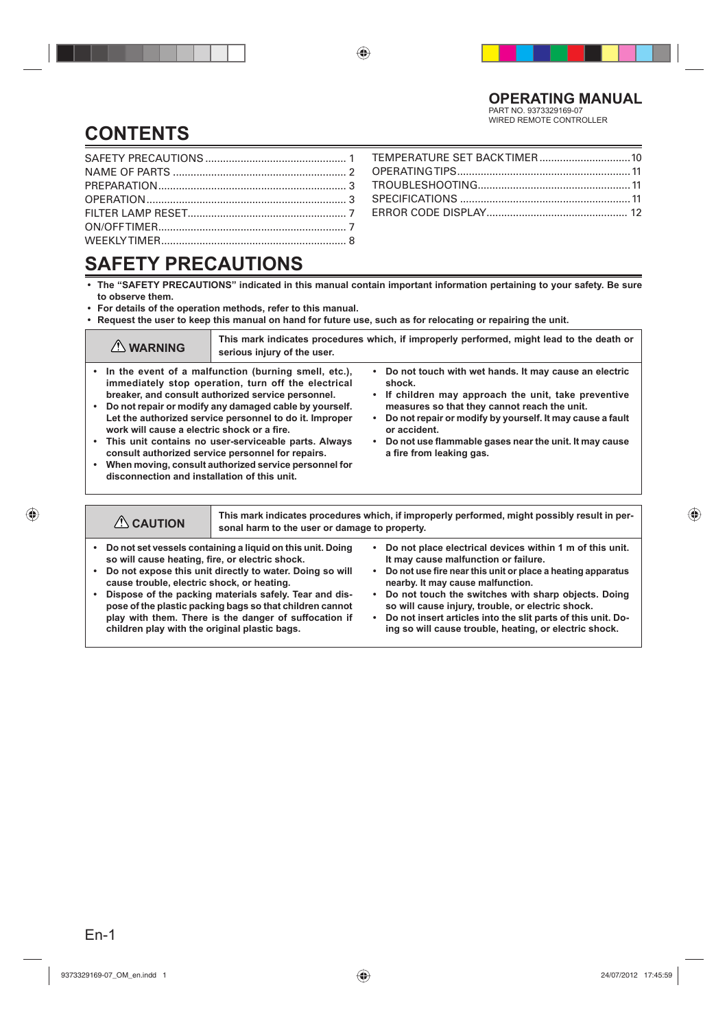**OPERATING MANUAL**
PART NO. 9373329169-07
WIRED REMOTE CONTROLLER

# CONTENTS

SAFETY PRECAUTIONS ........ 1
NAME OF PARTS ........ 2
PREPARATION ........ 3
OPERATION ........ 3
FILTER LAMP RESET ........ 7
ON/OFF TIMER ........ 7
WEEKLY TIMER ........ 8
TEMPERATURE SET BACK TIMER ........ 10
OPERATING TIPS ........ 11
TROUBLESHOOTING ........ 11
SPECIFICATIONS ........ 11
ERROR CODE DISPLAY ........ 12

# SAFETY PRECAUTIONS

- **The "SAFETY PRECAUTIONS" indicated in this manual contain important information pertaining to your safety. Be sure to observe them.**
- **For details of the operation methods, refer to this manual.**
- **Request the user to keep this manual on hand for future use, such as for relocating or repairing the unit.**

| ⚠ WARNING | This mark indicates procedures which, if improperly performed, might lead to the death or serious injury of the user. |
|---|---|

- **In the event of a malfunction (burning smell, etc.), immediately stop operation, turn off the electrical breaker, and consult authorized service personnel.**
- **Do not repair or modify any damaged cable by yourself. Let the authorized service personnel to do it. Improper work will cause a electric shock or a fire.**
- **This unit contains no user-serviceable parts. Always consult authorized service personnel for repairs.**
- **When moving, consult authorized service personnel for disconnection and installation of this unit.**
- **Do not touch with wet hands. It may cause an electric shock.**
- **If children may approach the unit, take preventive measures so that they cannot reach the unit.**
- **Do not repair or modify by yourself. It may cause a fault or accident.**
- **Do not use flammable gases near the unit. It may cause a fire from leaking gas.**

| ⚠ CAUTION | This mark indicates procedures which, if improperly performed, might possibly result in personal harm to the user or damage to property. |
|---|---|

- **Do not set vessels containing a liquid on this unit. Doing so will cause heating, fire, or electric shock.**
- **Do not expose this unit directly to water. Doing so will cause trouble, electric shock, or heating.**
- **Dispose of the packing materials safely. Tear and dispose of the plastic packing bags so that children cannot play with them. There is the danger of suffocation if children play with the original plastic bags.**
- **Do not place electrical devices within 1 m of this unit. It may cause malfunction or failure.**
- **Do not use fire near this unit or place a heating apparatus nearby. It may cause malfunction.**
- **Do not touch the switches with sharp objects. Doing so will cause injury, trouble, or electric shock.**
- **Do not insert articles into the slit parts of this unit. Doing so will cause trouble, heating, or electric shock.**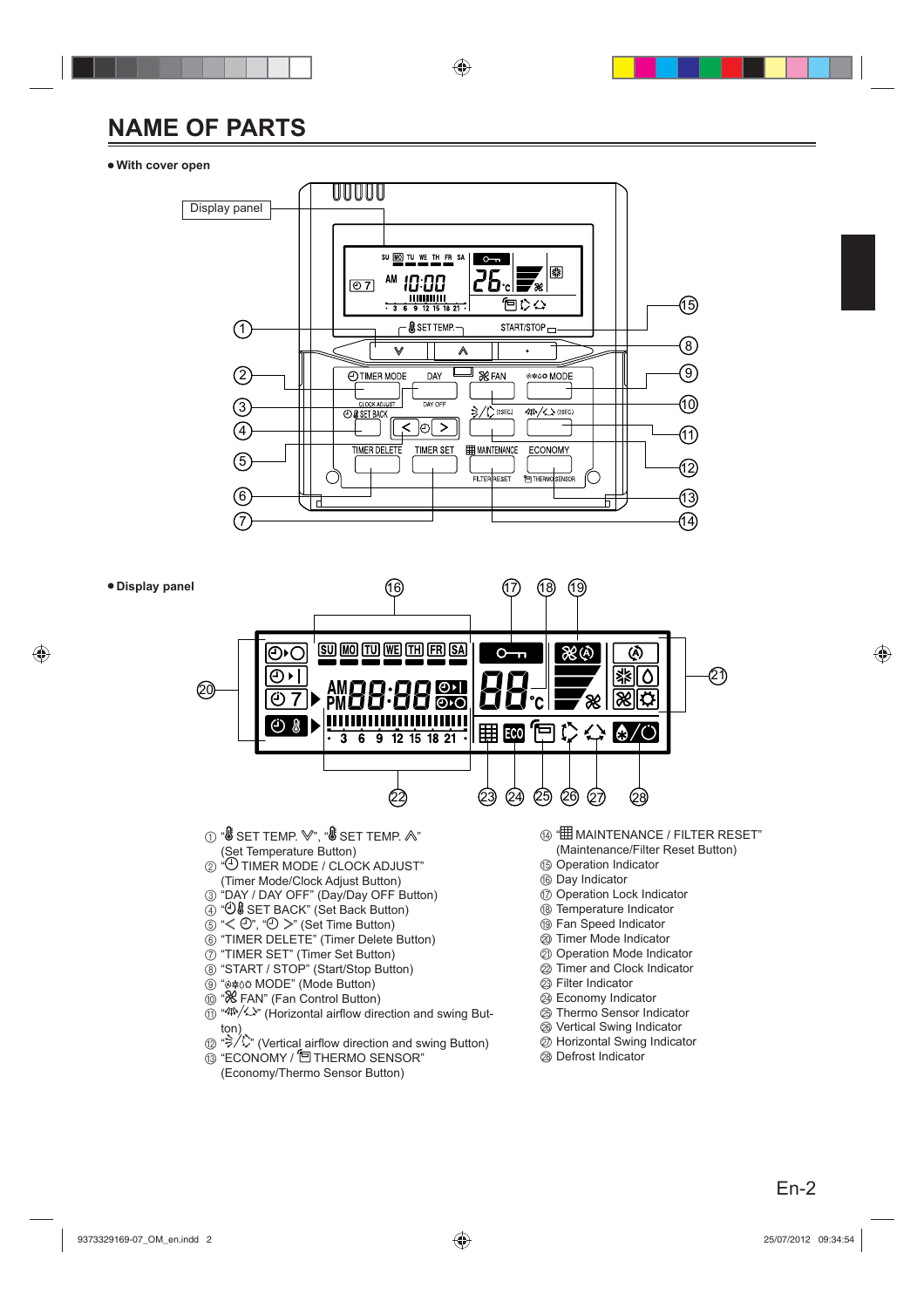# NAME OF PARTS

- **With cover open**

- **Display panel**

① "SET TEMP. ∨", "SET TEMP. ∧" (Set Temperature Button)
② "TIMER MODE / CLOCK ADJUST" (Timer Mode/Clock Adjust Button)
③ "DAY / DAY OFF" (Day/Day Off Button)
④ "SET BACK" (Set Back Button)
⑤ "< ", " >" (Set Time Button)
⑥ "TIMER DELETE" (Timer Delete Button)
⑦ "TIMER SET" (Timer Set Button)
⑧ "START / STOP" (Start/Stop Button)
⑨ "MODE" (Mode Button)
⑩ "FAN" (Fan Control Button)
⑪ "" (Horizontal airflow direction and swing Button)
⑫ "" (Vertical airflow direction and swing Button)
⑬ "ECONOMY / THERMO SENSOR" (Economy/Thermo Sensor Button)
⑭ "MAINTENANCE / FILTER RESET" (Maintenance/Filter Reset Button)
⑮ Operation Indicator
⑯ Day Indicator
⑰ Operation Lock Indicator
⑱ Temperature Indicator
⑲ Fan Speed Indicator
⑳ Timer Mode Indicator
㉑ Operation Mode Indicator
㉒ Timer and Clock Indicator
㉓ Filter Indicator
㉔ Economy Indicator
㉕ Thermo Sensor Indicator
㉖ Vertical Swing Indicator
㉗ Horizontal Swing Indicator
㉘ Defrost Indicator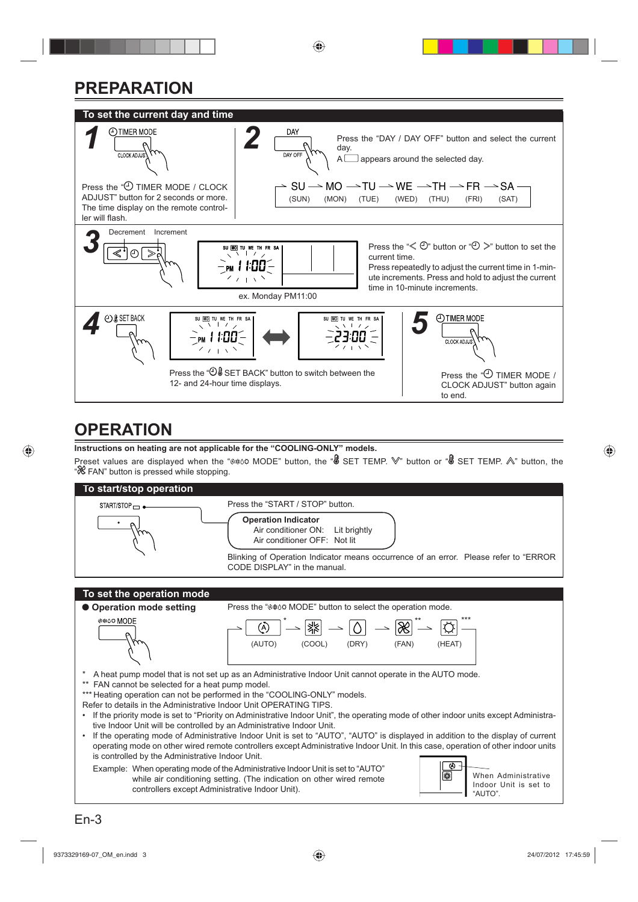# PREPARATION

## To set the current day and time

**1** TIMER MODE / CLOCK ADJUST

Press the "TIMER MODE / CLOCK ADJUST" button for 2 seconds or more.
The time display on the remote controller will flash.

**2** DAY / DAY OFF

Press the "DAY / DAY OFF" button and select the current day.
A ☐ appears around the selected day.

SU → MO → TU → WE → TH → FR → SA
(SUN) (MON) (TUE) (WED) (THU) (FRI) (SAT)

**3** Decrement Increment

ex. Monday PM11:00

Press the "< ⏲" button or "⏲ >" button to set the current time.
Press repeatedly to adjust the current time in 1-minute increments. Press and hold to adjust the current time in 10-minute increments.

**4** SET BACK

PM 11:00 ⟷ 23:00

Press the "SET BACK" button to switch between the 12- and 24-hour time displays.

**5** TIMER MODE / CLOCK ADJUST

Press the "TIMER MODE / CLOCK ADJUST" button again to end.

# OPERATION

**Instructions on heating are not applicable for the "COOLING-ONLY" models.**

Preset values are displayed when the "MODE" button, the "SET TEMP. ∨" button or "SET TEMP. ∧" button, the "FAN" button is pressed while stopping.

## To start/stop operation

START/STOP

Press the "START / STOP" button.

**Operation Indicator**
Air conditioner ON: Lit brightly
Air conditioner OFF: Not lit

Blinking of Operation Indicator means occurrence of an error. Please refer to "ERROR CODE DISPLAY" in the manual.

## To set the operation mode

**● Operation mode setting**

MODE

Press the "MODE" button to select the operation mode.

(AUTO) * → (COOL) → (DRY) → (FAN) ** → (HEAT) ***

\* A heat pump model that is not set up as an Administrative Indoor Unit cannot operate in the AUTO mode.
\*\* FAN cannot be selected for a heat pump model.
\*\*\* Heating operation can not be performed in the "COOLING-ONLY" models.

Refer to details in the Administrative Indoor Unit OPERATING TIPS.

- If the priority mode is set to "Priority on Administrative Indoor Unit", the operating mode of other indoor units except Administrative Indoor Unit will be controlled by an Administrative Indoor Unit.
- If the operating mode of Administrative Indoor Unit is set to "AUTO", "AUTO" is displayed in addition to the display of current operating mode on other wired remote controllers except Administrative Indoor Unit. In this case, operation of other indoor units is controlled by the Administrative Indoor Unit.

Example: When operating mode of the Administrative Indoor Unit is set to "AUTO" while air conditioning setting. (The indication on other wired remote controllers except Administrative Indoor Unit).

When Administrative Indoor Unit is set to "AUTO".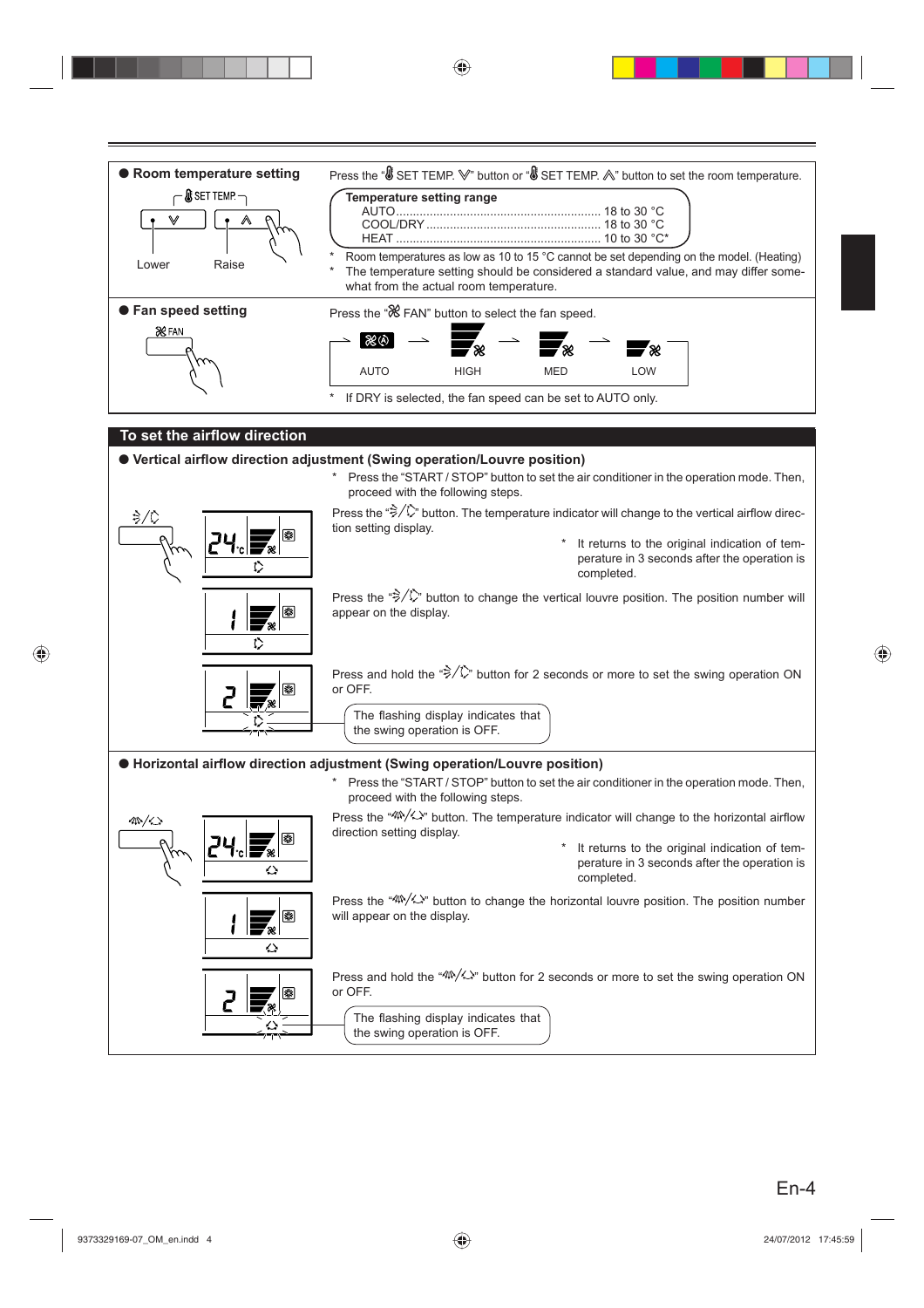## Room temperature setting

SET TEMP.

Lower　Raise

Press the "SET TEMP. ∨" button or "SET TEMP. ∧" button to set the room temperature.

| Temperature setting range | |
|---|---|
| AUTO | 18 to 30 °C |
| COOL/DRY | 18 to 30 °C |
| HEAT | 10 to 30 °C* |

\* Room temperatures as low as 10 to 15 °C cannot be set depending on the model. (Heating)

\* The temperature setting should be considered a standard value, and may differ somewhat from the actual room temperature.

## Fan speed setting

FAN

Press the "FAN" button to select the fan speed.

AUTO → HIGH → MED → LOW

\* If DRY is selected, the fan speed can be set to AUTO only.

## To set the airflow direction

### Vertical airflow direction adjustment (Swing operation/Louvre position)

\* Press the "START / STOP" button to set the air conditioner in the operation mode. Then, proceed with the following steps.

Press the button. The temperature indicator will change to the vertical airflow direction setting display.

\* It returns to the original indication of temperature in 3 seconds after the operation is completed.

Press the button to change the vertical louvre position. The position number will appear on the display.

Press and hold the button for 2 seconds or more to set the swing operation ON or OFF.

The flashing display indicates that the swing operation is OFF.

### Horizontal airflow direction adjustment (Swing operation/Louvre position)

\* Press the "START / STOP" button to set the air conditioner in the operation mode. Then, proceed with the following steps.

Press the button. The temperature indicator will change to the horizontal airflow direction setting display.

\* It returns to the original indication of temperature in 3 seconds after the operation is completed.

Press the button to change the horizontal louvre position. The position number will appear on the display.

Press and hold the button for 2 seconds or more to set the swing operation ON or OFF.

The flashing display indicates that the swing operation is OFF.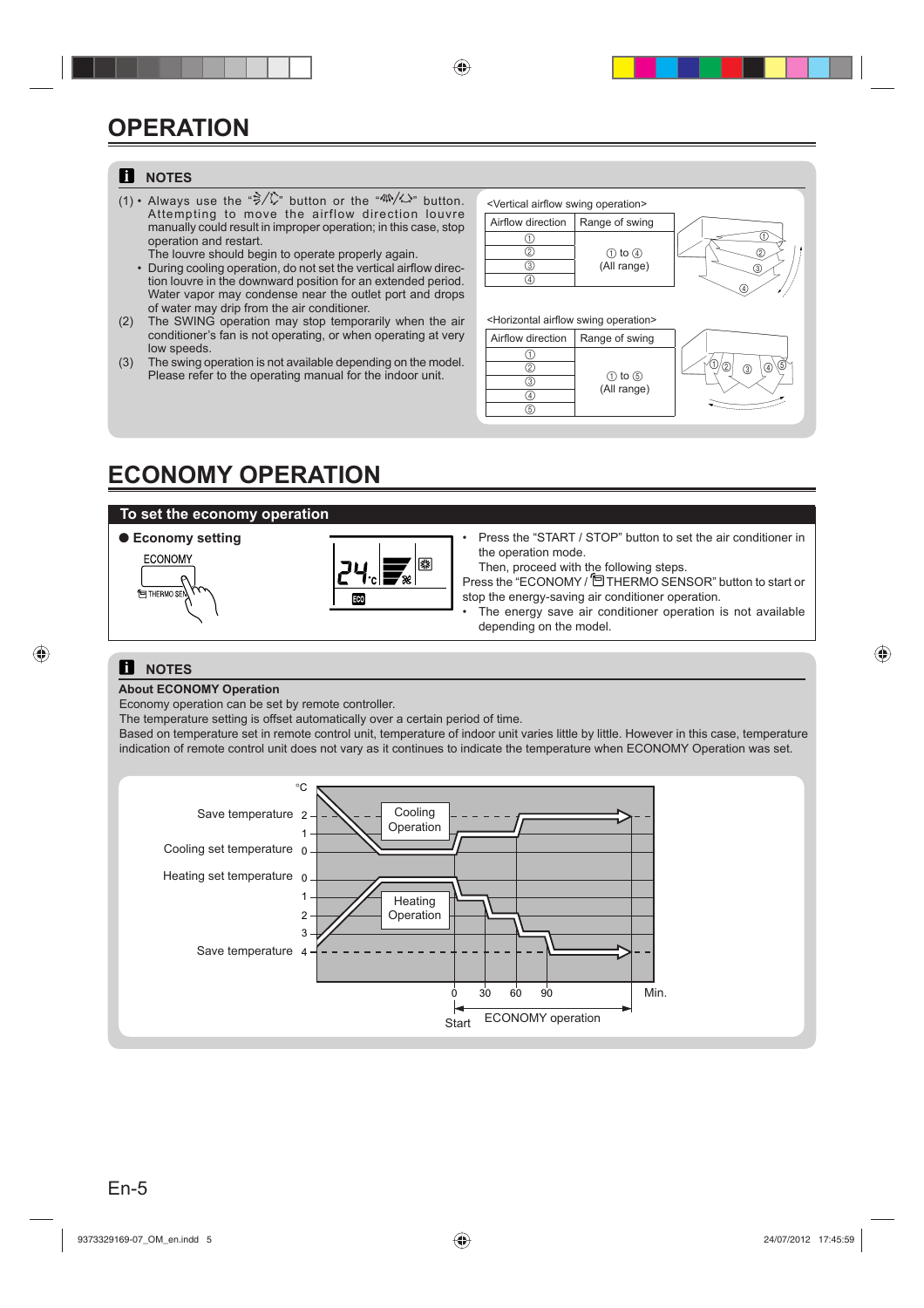# OPERATION

## NOTES

(1) • Always use the "swing" button or the "swing" button. Attempting to move the airflow direction louvre manually could result in improper operation; in this case, stop operation and restart.
The louvre should begin to operate properly again.

• During cooling operation, do not set the vertical airflow direction louvre in the downward position for an extended period. Water vapor may condense near the outlet port and drops of water may drip from the air conditioner.

(2) The SWING operation may stop temporarily when the air conditioner's fan is not operating, or when operating at very low speeds.

(3) The swing operation is not available depending on the model. Please refer to the operating manual for the indoor unit.

<Vertical airflow swing operation>

| Airflow direction | Range of swing |
|---|---|
| ① | ① to ④ (All range) |
| ② | |
| ③ | |
| ④ | |

<Horizontal airflow swing operation>

| Airflow direction | Range of swing |
|---|---|
| ① | ① to ⑤ (All range) |
| ② | |
| ③ | |
| ④ | |
| ⑤ | |

# ECONOMY OPERATION

## To set the economy operation

● **Economy setting**

ECONOMY

THERMO SENSOR

- Press the "START / STOP" button to set the air conditioner in the operation mode.
  Then, proceed with the following steps.

Press the "ECONOMY / THERMO SENSOR" button to start or stop the energy-saving air conditioner operation.

- The energy save air conditioner operation is not available depending on the model.

## NOTES

**About ECONOMY Operation**

Economy operation can be set by remote controller.
The temperature setting is offset automatically over a certain period of time.
Based on temperature set in remote control unit, temperature of indoor unit varies little by little. However in this case, temperature indication of remote control unit does not vary as it continues to indicate the temperature when ECONOMY Operation was set.

Save temperature 2 — Cooling Operation
Cooling set temperature 0
Heating set temperature 0 — Heating Operation
Save temperature 4

°C; 0, 30, 60, 90 Min.; Start; ECONOMY operation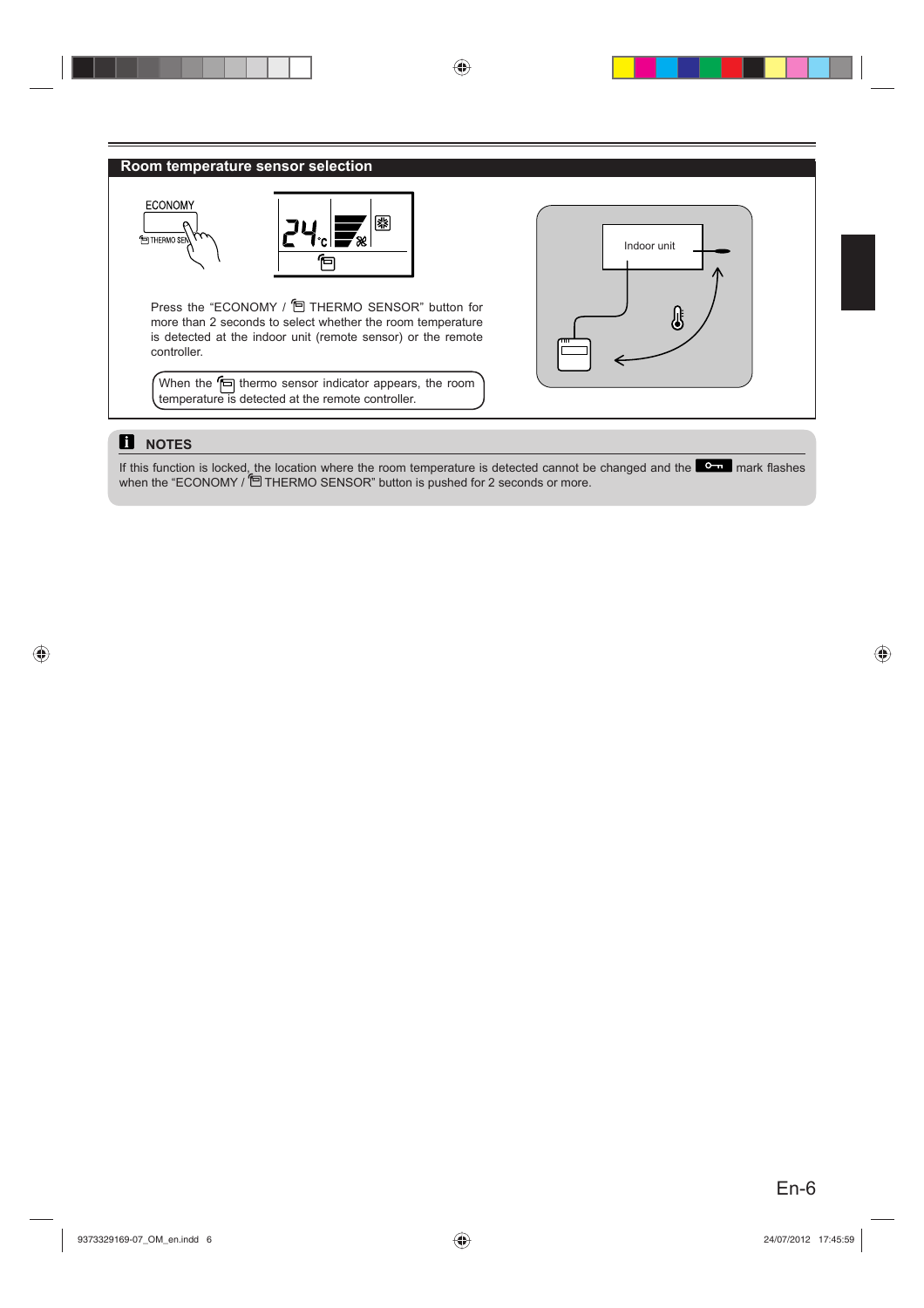## Room temperature sensor selection

Press the "ECONOMY / THERMO SENSOR" button for more than 2 seconds to select whether the room temperature is detected at the indoor unit (remote sensor) or the remote controller.

When the thermo sensor indicator appears, the room temperature is detected at the remote controller.

### NOTES

If this function is locked, the location where the room temperature is detected cannot be changed and the mark flashes when the "ECONOMY / THERMO SENSOR" button is pushed for 2 seconds or more.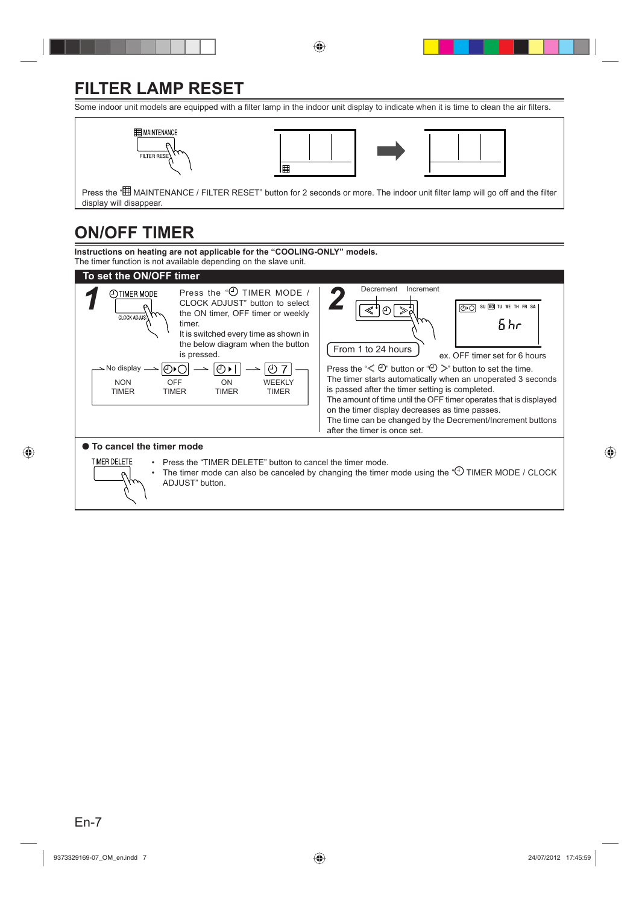# FILTER LAMP RESET

Some indoor unit models are equipped with a filter lamp in the indoor unit display to indicate when it is time to clean the air filters.

MAINTENANCE

FILTER RESET

Press the "MAINTENANCE / FILTER RESET" button for 2 seconds or more. The indoor unit filter lamp will go off and the filter display will disappear.

# ON/OFF TIMER

**Instructions on heating are not applicable for the "COOLING-ONLY" models.**
The timer function is not available depending on the slave unit.

## To set the ON/OFF timer

**1**

TIMER MODE

CLOCK ADJUST

Press the "TIMER MODE / CLOCK ADJUST" button to select the ON timer, OFF timer or weekly timer.
It is switched every time as shown in the below diagram when the button is pressed.

No display → OFF TIMER → ON TIMER → WEEKLY TIMER

| No display | | | |
|---|---|---|---|
| NON TIMER | OFF TIMER | ON TIMER | WEEKLY TIMER |

**2**

Decrement Increment

From 1 to 24 hours

SU MO TU WE TH FR SA

6 hr

ex. OFF timer set for 6 hours

Press the "<" button or ">" button to set the time.
The timer starts automatically when an unoperated 3 seconds is passed after the timer setting is completed.
The amount of time until the OFF timer operates that is displayed on the timer display decreases as time passes.
The time can be changed by the Decrement/Increment buttons after the timer is once set.

### ● To cancel the timer mode

TIMER DELETE

- Press the "TIMER DELETE" button to cancel the timer mode.
- The timer mode can also be canceled by changing the timer mode using the "TIMER MODE / CLOCK ADJUST" button.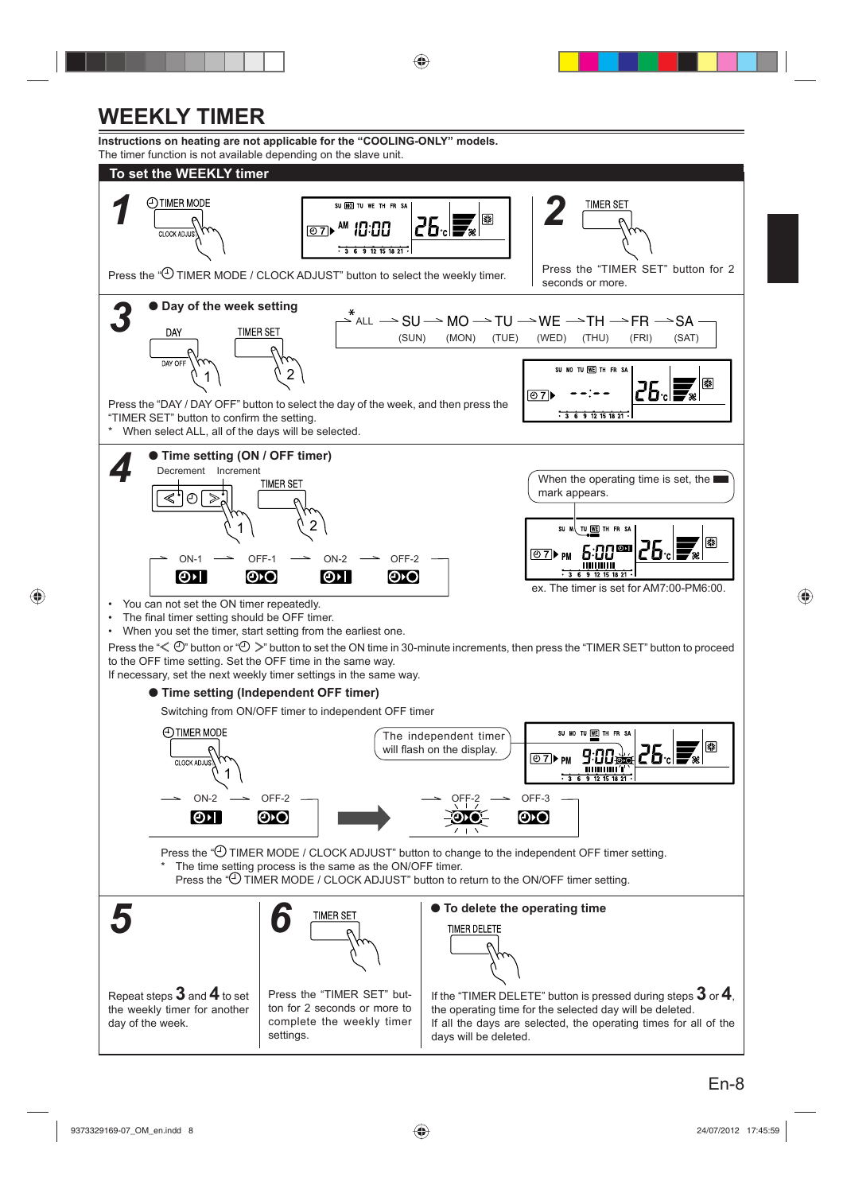# WEEKLY TIMER

**Instructions on heating are not applicable for the "COOLING-ONLY" models.**
The timer function is not available depending on the slave unit.

## To set the WEEKLY timer

**1**

Press the "⏲ TIMER MODE / CLOCK ADJUST" button to select the weekly timer.

**2**

Press the "TIMER SET" button for 2 seconds or more.

**3**

● **Day of the week setting**

*ALL → SU (SUN) → MO (MON) → TU (TUE) → WE (WED) → TH (THU) → FR (FRI) → SA (SAT)

Press the "DAY / DAY OFF" button to select the day of the week, and then press the "TIMER SET" button to confirm the setting.

\* When select ALL, all of the days will be selected.

**4**

● **Time setting (ON / OFF timer)**

Decrement Increment

ON-1 → OFF-1 → ON-2 → OFF-2

When the operating time is set, the ▬ mark appears.

ex. The timer is set for AM7:00-PM6:00.

- You can not set the ON timer repeatedly.
- The final timer setting should be OFF timer.
- When you set the timer, start setting from the earliest one.

Press the "< ⏲" button or "⏲ >" button to set the ON time in 30-minute increments, then press the "TIMER SET" button to proceed to the OFF time setting. Set the OFF time in the same way.
If necessary, set the next weekly timer settings in the same way.

● **Time setting (Independent OFF timer)**

Switching from ON/OFF timer to independent OFF timer

ON-2 → OFF-2 ➡ OFF-2 → OFF-3

The independent timer will flash on the display.

Press the "⏲ TIMER MODE / CLOCK ADJUST" button to change to the independent OFF timer setting.
\* The time setting process is the same as the ON/OFF timer.
Press the "⏲ TIMER MODE / CLOCK ADJUST" button to return to the ON/OFF timer setting.

**5**

Repeat steps **3** and **4** to set the weekly timer for another day of the week.

**6**

Press the "TIMER SET" button for 2 seconds or more to complete the weekly timer settings.

● **To delete the operating time**

If the "TIMER DELETE" button is pressed during steps **3** or **4**, the operating time for the selected day will be deleted.
If all the days are selected, the operating times for all of the days will be deleted.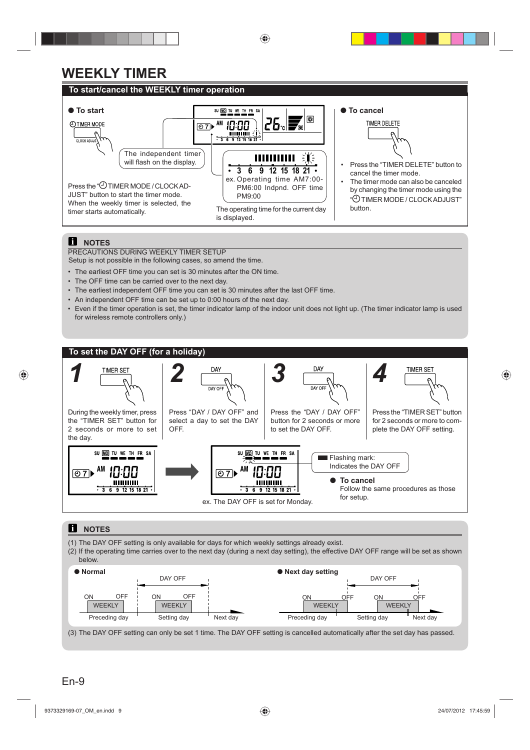# WEEKLY TIMER

## To start/cancel the WEEKLY timer operation

### ● To start

TIMER MODE

CLOCK ADJUST

The independent timer will flash on the display.

Press the "TIMER MODE / CLOCK ADJUST" button to start the timer mode. When the weekly timer is selected, the timer starts automatically.

• 3 6 9 12 15 18 21 •

ex. Operating time AM7:00-PM6:00 Indpnd. OFF time PM9:00

The operating time for the current day is displayed.

### ● To cancel

TIMER DELETE

- Press the "TIMER DELETE" button to cancel the timer mode.
- The timer mode can also be canceled by changing the timer mode using the "TIMER MODE / CLOCK ADJUST" button.

### NOTES

PRECAUTIONS DURING WEEKLY TIMER SETUP

Setup is not possible in the following cases, so amend the time.

- The earliest OFF time you can set is 30 minutes after the ON time.
- The OFF time can be carried over to the next day.
- The earliest independent OFF time you can set is 30 minutes after the last OFF time.
- An independent OFF time can be set up to 0:00 hours of the next day.
- Even if the timer operation is set, the timer indicator lamp of the indoor unit does not light up. (The timer indicator lamp is used for wireless remote controllers only.)

## To set the DAY OFF (for a holiday)

**1** TIMER SET

During the weekly timer, press the "TIMER SET" button for 2 seconds or more to set the day.

**2** DAY / DAY OFF

Press "DAY / DAY OFF" and select a day to set the DAY OFF.

**3** DAY / DAY OFF

Press the "DAY / DAY OFF" button for 2 seconds or more to set the DAY OFF.

**4** TIMER SET

Press the "TIMER SET" button for 2 seconds or more to complete the DAY OFF setting.

Flashing mark: Indicates the DAY OFF

ex. The DAY OFF is set for Monday.

### ● To cancel

Follow the same procedures as those for setup.

### NOTES

(1) The DAY OFF setting is only available for days for which weekly settings already exist.

(2) If the operating time carries over to the next day (during a next day setting), the effective DAY OFF range will be set as shown below.

**● Normal**

DAY OFF

ON OFF WEEKLY — ON OFF WEEKLY

Preceding day — Setting day — Next day

**● Next day setting**

DAY OFF

ON OFF WEEKLY — ON OFF WEEKLY

Preceding day — Setting day — Next day

(3) The DAY OFF setting can only be set 1 time. The DAY OFF setting is cancelled automatically after the set day has passed.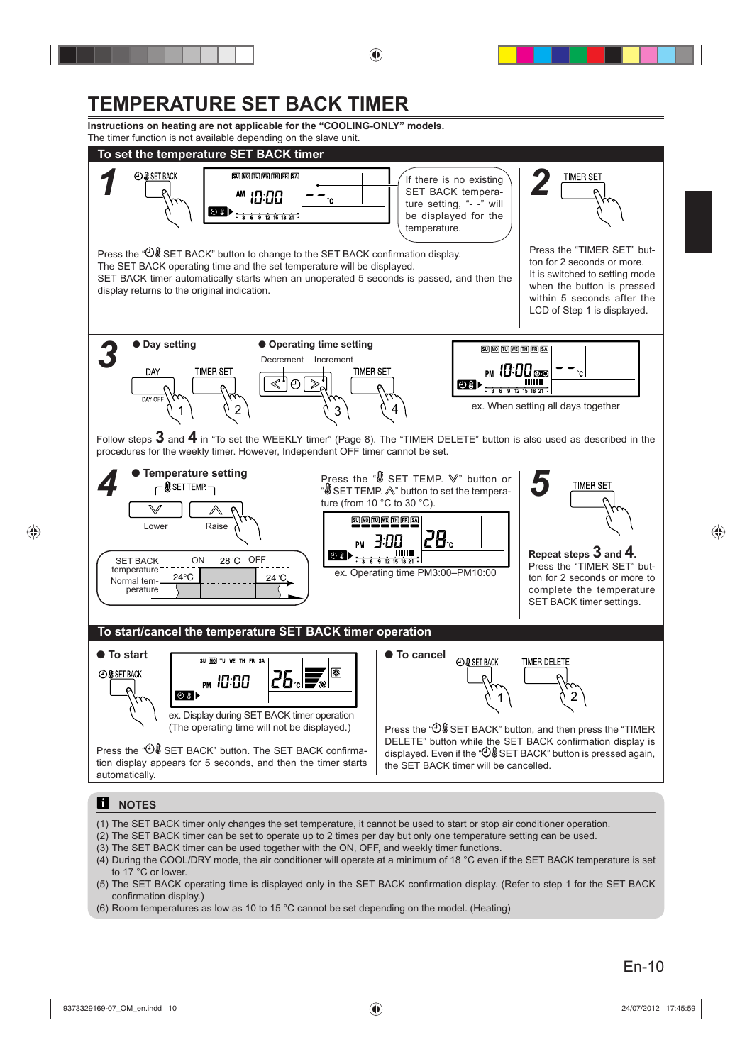# TEMPERATURE SET BACK TIMER

**Instructions on heating are not applicable for the "COOLING-ONLY" models.**
The timer function is not available depending on the slave unit.

## To set the temperature SET BACK timer

**1**

If there is no existing SET BACK temperature setting, "- -" will be displayed for the temperature.

Press the "SET BACK" button to change to the SET BACK confirmation display.
The SET BACK operating time and the set temperature will be displayed.
SET BACK timer automatically starts when an unoperated 5 seconds is passed, and then the display returns to the original indication.

**2**

Press the "TIMER SET" button for 2 seconds or more.
It is switched to setting mode when the button is pressed within 5 seconds after the LCD of Step 1 is displayed.

**3**

● Day setting

● Operating time setting

Decrement Increment

ex. When setting all days together

Follow steps **3** and **4** in "To set the WEEKLY timer" (Page 8). The "TIMER DELETE" button is also used as described in the procedures for the weekly timer. However, Independent OFF timer cannot be set.

**4**

● Temperature setting

Press the "SET TEMP. ∨" button or "SET TEMP. ∧" button to set the temperature (from 10 °C to 30 °C).

ex. Operating time PM3:00–PM10:00

**5**

**Repeat steps 3 and 4.**
Press the "TIMER SET" button for 2 seconds or more to complete the temperature SET BACK timer settings.

## To start/cancel the temperature SET BACK timer operation

● **To start**

ex. Display during SET BACK timer operation
(The operating time will not be displayed.)

Press the "SET BACK" button. The SET BACK confirmation display appears for 5 seconds, and then the timer starts automatically.

● **To cancel**

Press the "SET BACK" button, and then press the "TIMER DELETE" button while the SET BACK confirmation display is displayed. Even if the "SET BACK" button is pressed again, the SET BACK timer will be cancelled.

## NOTES

(1) The SET BACK timer only changes the set temperature, it cannot be used to start or stop air conditioner operation.
(2) The SET BACK timer can be set to operate up to 2 times per day but only one temperature setting can be used.
(3) The SET BACK timer can be used together with the ON, OFF, and weekly timer functions.
(4) During the COOL/DRY mode, the air conditioner will operate at a minimum of 18 °C even if the SET BACK temperature is set to 17 °C or lower.
(5) The SET BACK operating time is displayed only in the SET BACK confirmation display. (Refer to step 1 for the SET BACK confirmation display.)
(6) Room temperatures as low as 10 to 15 °C cannot be set depending on the model. (Heating)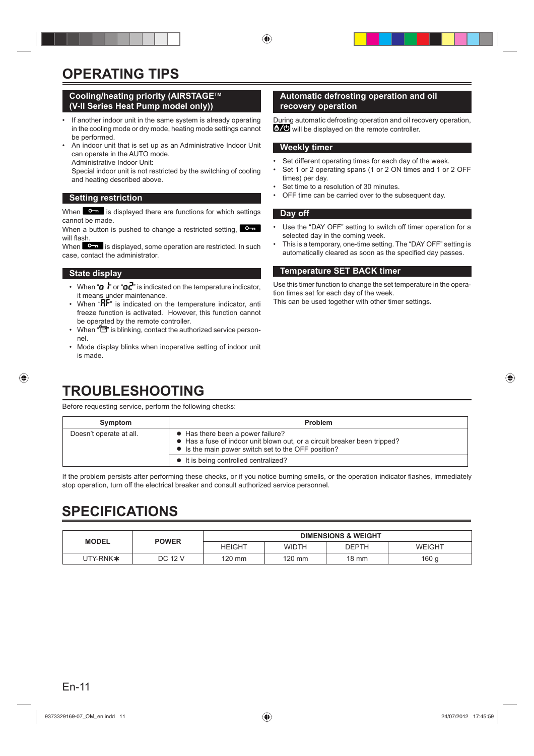# OPERATING TIPS

## Cooling/heating priority (AIRSTAGE™ (V-II Series Heat Pump model only))

- If another indoor unit in the same system is already operating in the cooling mode or dry mode, heating mode settings cannot be performed.
- An indoor unit that is set up as an Administrative Indoor Unit can operate in the AUTO mode.
  Administrative Indoor Unit:
  Special indoor unit is not restricted by the switching of cooling and heating described above.

## Setting restriction

When [key icon] is displayed there are functions for which settings cannot be made.
When a button is pushed to change a restricted setting, [key icon] will flash.
When [key icon] is displayed, some operation are restricted. In such case, contact the administrator.

## State display

- When "o 1" or "o2" is indicated on the temperature indicator, it means under maintenance.
- When "AF" is indicated on the temperature indicator, anti freeze function is activated. However, this function cannot be operated by the remote controller.
- When "[filter icon]" is blinking, contact the authorized service personnel.
- Mode display blinks when inoperative setting of indoor unit is made.

## Automatic defrosting operation and oil recovery operation

During automatic defrosting operation and oil recovery operation, [defrost/power icon] will be displayed on the remote controller.

## Weekly timer

- Set different operating times for each day of the week.
- Set 1 or 2 operating spans (1 or 2 ON times and 1 or 2 OFF times) per day.
- Set time to a resolution of 30 minutes.
- OFF time can be carried over to the subsequent day.

## Day off

- Use the "DAY OFF" setting to switch off timer operation for a selected day in the coming week.
- This is a temporary, one-time setting. The "DAY OFF" setting is automatically cleared as soon as the specified day passes.

## Temperature SET BACK timer

Use this timer function to change the set temperature in the operation times set for each day of the week.
This can be used together with other timer settings.

# TROUBLESHOOTING

Before requesting service, perform the following checks:

| Symptom | Problem |
|---|---|
| Doesn't operate at all. | ● Has there been a power failure?<br>● Has a fuse of indoor unit blown out, or a circuit breaker been tripped?<br>● Is the main power switch set to the OFF position? |
| | ● It is being controlled centralized? |

If the problem persists after performing these checks, or if you notice burning smells, or the operation indicator flashes, immediately stop operation, turn off the electrical breaker and consult authorized service personnel.

# SPECIFICATIONS

| MODEL | POWER | DIMENSIONS & WEIGHT | | | |
|---|---|---|---|---|---|
| | | HEIGHT | WIDTH | DEPTH | WEIGHT |
| UTY-RNK∗ | DC 12 V | 120 mm | 120 mm | 18 mm | 160 g |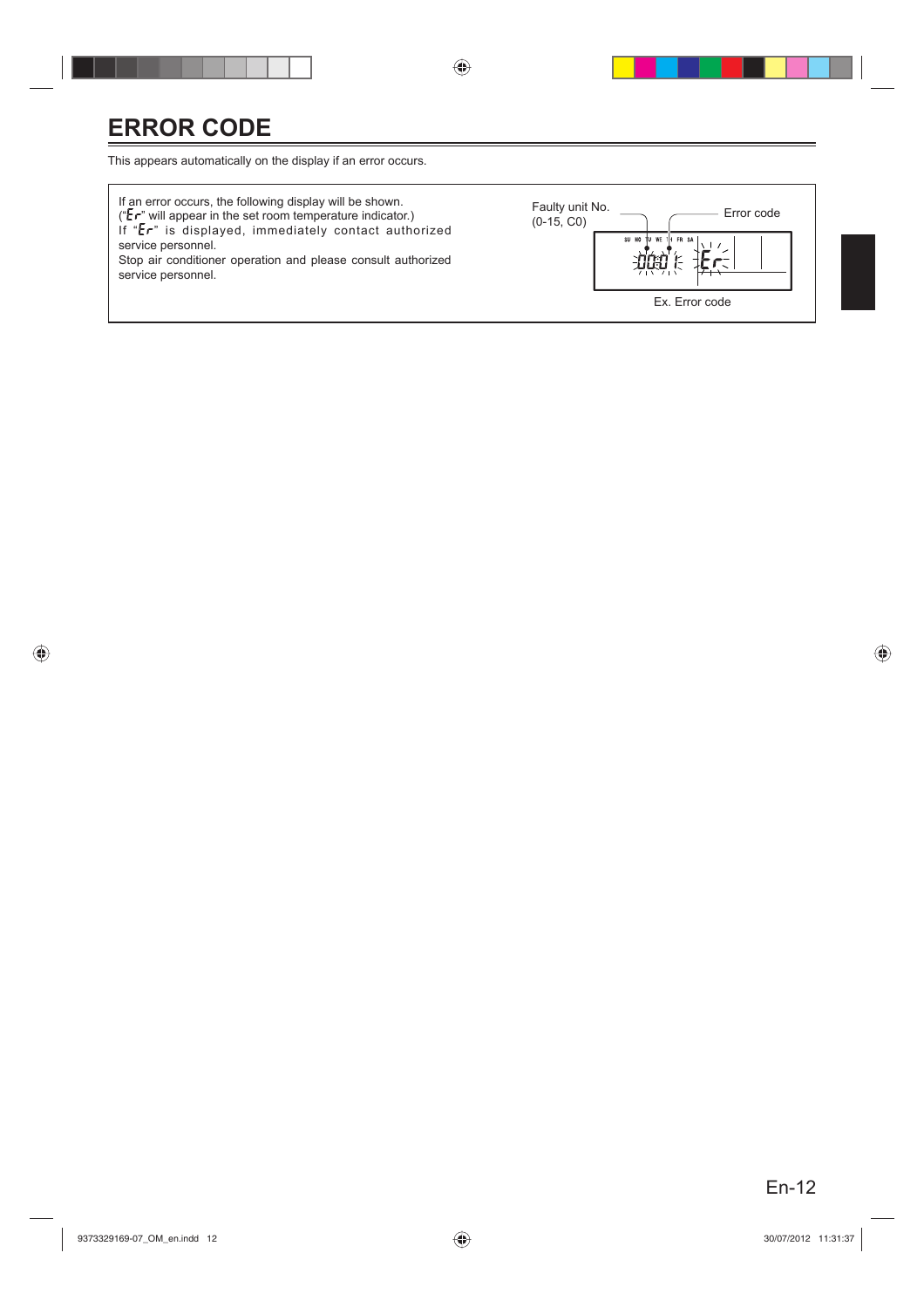# ERROR CODE

This appears automatically on the display if an error occurs.

If an error occurs, the following display will be shown.
("Er" will appear in the set room temperature indicator.)
If "Er" is displayed, immediately contact authorized service personnel.
Stop air conditioner operation and please consult authorized service personnel.

Faulty unit No.
(0-15, C0)

Error code

SU MO TU WE TH FR SA

00:01 Er

Ex. Error code